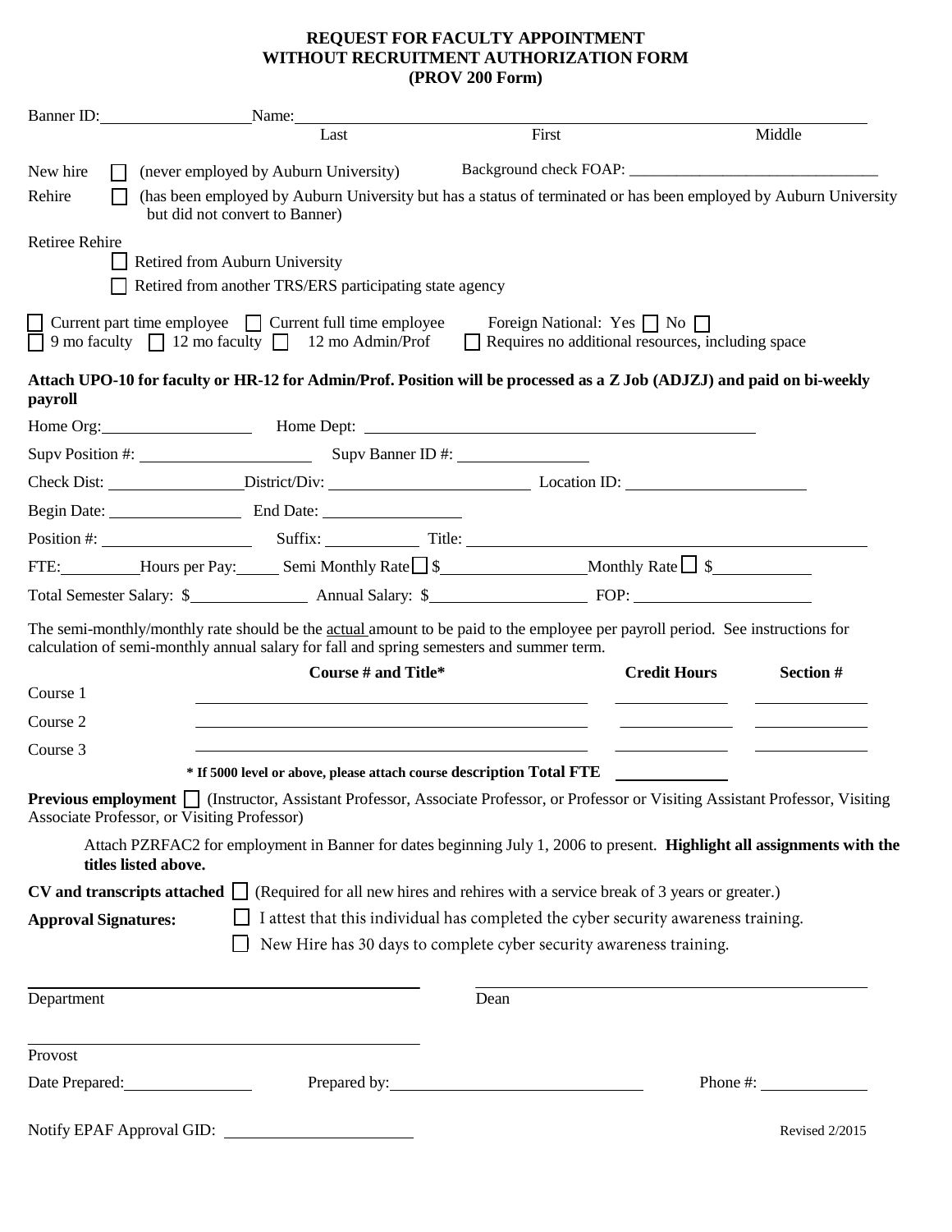# REQUEST FOR FACULTY APPOINTMENT WITHOUT RECRUITMENT AUTHORIZATION FORM (PROV 200 Form)

Banner ID: ______________ Name: ______________________________________________
Last First Middle

New hire ☐ (never employed by Auburn University) Background check FOAP: ______________

Rehire ☐ (has been employed by Auburn University but has a status of terminated or has been employed by Auburn University but did not convert to Banner)

Retiree Rehire
- ☐ Retired from Auburn University
- ☐ Retired from another TRS/ERS participating state agency

☐ Current part time employee ☐ Current full time employee Foreign National: Yes ☐ No ☐

☐ 9 mo faculty ☐ 12 mo faculty ☐ 12 mo Admin/Prof ☐ Requires no additional resources, including space

**Attach UPO-10 for faculty or HR-12 for Admin/Prof. Position will be processed as a Z Job (ADJZJ) and paid on bi-weekly payroll**

Home Org: ______________ Home Dept: ______________________________

Supv Position #: ______________ Supv Banner ID #: ______________

Check Dist: ______________ District/Div: ______________ Location ID: ______________

Begin Date: ______________ End Date: ______________

Position #: ______________ Suffix: ________ Title: ______________________________

FTE: ________ Hours per Pay: _____ Semi Monthly Rate ☐ $ ______________ Monthly Rate ☐ $ ______________

Total Semester Salary: $ ______________ Annual Salary: $ ______________ FOP: ______________

The semi-monthly/monthly rate should be the <u>actual</u> amount to be paid to the employee per payroll period. See instructions for calculation of semi-monthly annual salary for fall and spring semesters and summer term.

| | Course # and Title* | Credit Hours | Section # |
|---|---|---|---|
| Course 1 | | | |
| Course 2 | | | |
| Course 3 | | | |
| | **\* If 5000 level or above, please attach course description Total FTE** | | |

**Previous employment** ☐ (Instructor, Assistant Professor, Associate Professor, or Professor or Visiting Assistant Professor, Visiting Associate Professor, or Visiting Professor)

Attach PZRFAC2 for employment in Banner for dates beginning July 1, 2006 to present. **Highlight all assignments with the titles listed above.**

**CV and transcripts attached** ☐ (Required for all new hires and rehires with a service break of 3 years or greater.)

**Approval Signatures:**
- ☐ I attest that this individual has completed the cyber security awareness training.
- ☐ New Hire has 30 days to complete cyber security awareness training.

______________________________ Department

______________________________ Dean

______________________________ Provost

Date Prepared: ______________ Prepared by: ______________________ Phone #: ______________

Notify EPAF Approval GID: ______________

Revised 2/2015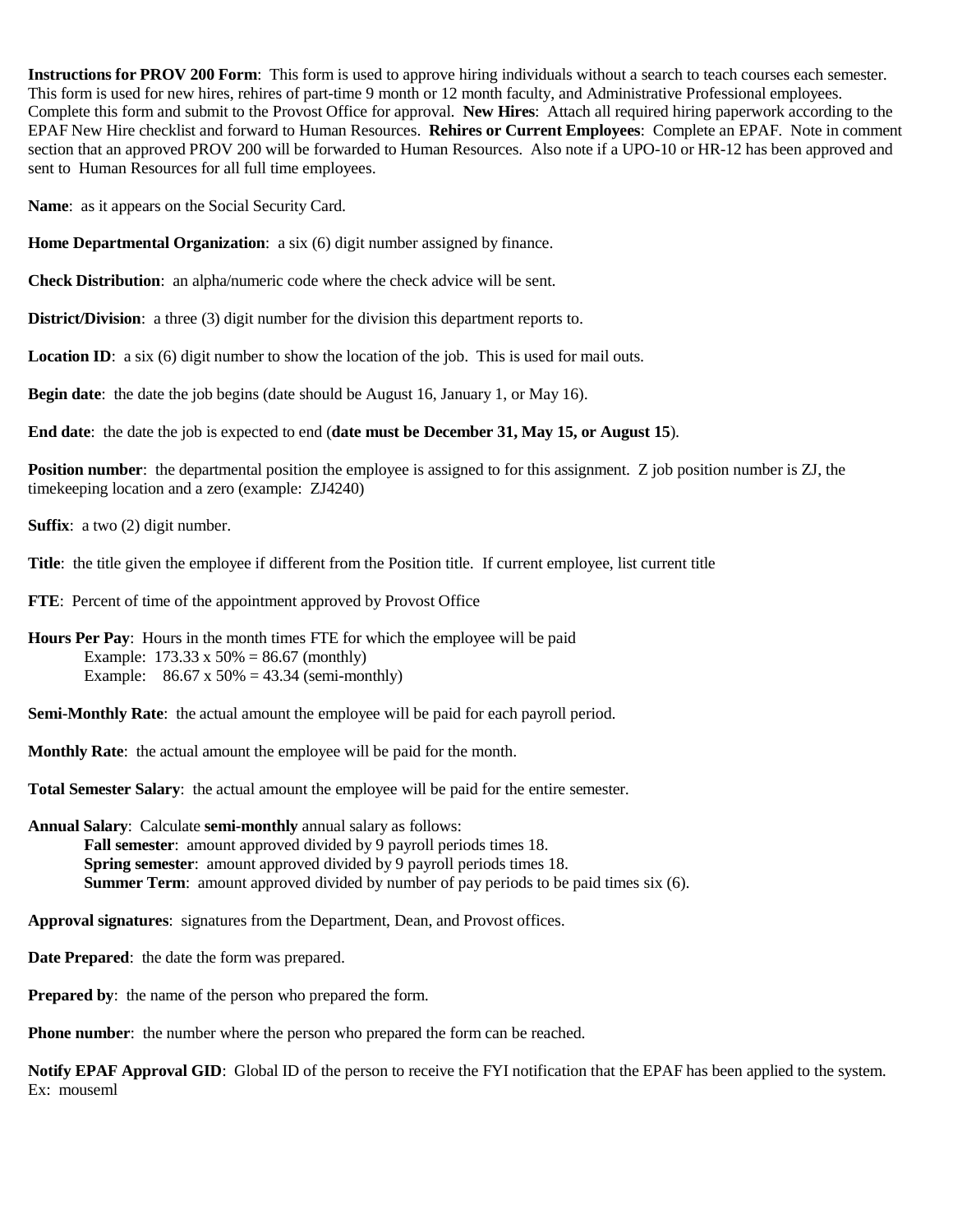**Instructions for PROV 200 Form**: This form is used to approve hiring individuals without a search to teach courses each semester. This form is used for new hires, rehires of part-time 9 month or 12 month faculty, and Administrative Professional employees. Complete this form and submit to the Provost Office for approval. **New Hires**: Attach all required hiring paperwork according to the EPAF New Hire checklist and forward to Human Resources. **Rehires or Current Employees**: Complete an EPAF. Note in comment section that an approved PROV 200 will be forwarded to Human Resources. Also note if a UPO-10 or HR-12 has been approved and sent to Human Resources for all full time employees.

**Name**: as it appears on the Social Security Card.

**Home Departmental Organization**: a six (6) digit number assigned by finance.

**Check Distribution**: an alpha/numeric code where the check advice will be sent.

**District/Division**: a three (3) digit number for the division this department reports to.

**Location ID**: a six (6) digit number to show the location of the job. This is used for mail outs.

**Begin date**: the date the job begins (date should be August 16, January 1, or May 16).

**End date**: the date the job is expected to end (**date must be December 31, May 15, or August 15**).

**Position number**: the departmental position the employee is assigned to for this assignment. Z job position number is ZJ, the timekeeping location and a zero (example: ZJ4240)

**Suffix**: a two (2) digit number.

**Title**: the title given the employee if different from the Position title. If current employee, list current title

**FTE**: Percent of time of the appointment approved by Provost Office

**Hours Per Pay**: Hours in the month times FTE for which the employee will be paid

Example: 173.33 x 50% = 86.67 (monthly)
Example: 86.67 x 50% = 43.34 (semi-monthly)

**Semi-Monthly Rate**: the actual amount the employee will be paid for each payroll period.

**Monthly Rate**: the actual amount the employee will be paid for the month.

**Total Semester Salary**: the actual amount the employee will be paid for the entire semester.

**Annual Salary**: Calculate **semi-monthly** annual salary as follows:

**Fall semester**: amount approved divided by 9 payroll periods times 18.
**Spring semester**: amount approved divided by 9 payroll periods times 18.
**Summer Term**: amount approved divided by number of pay periods to be paid times six (6).

**Approval signatures**: signatures from the Department, Dean, and Provost offices.

**Date Prepared**: the date the form was prepared.

**Prepared by**: the name of the person who prepared the form.

**Phone number**: the number where the person who prepared the form can be reached.

**Notify EPAF Approval GID**: Global ID of the person to receive the FYI notification that the EPAF has been applied to the system. Ex: mouseml